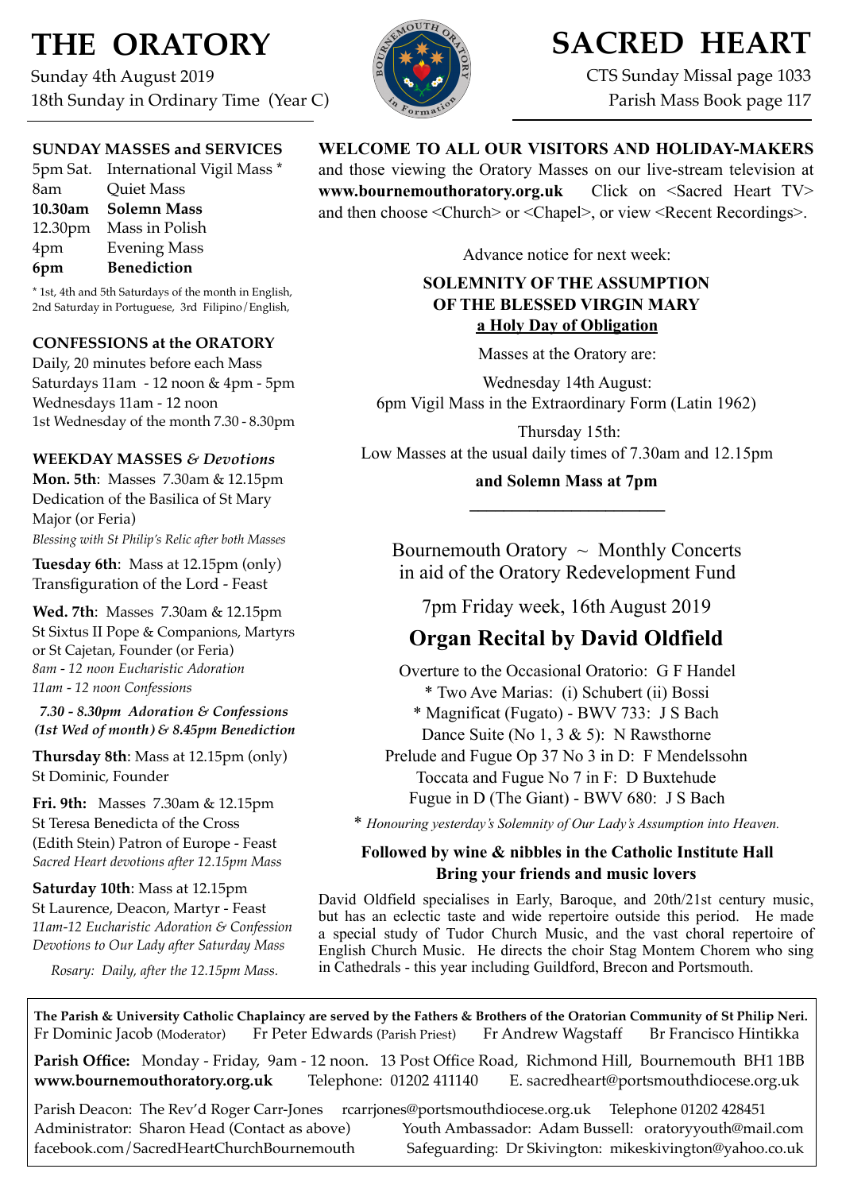# THE ORATORY

Sunday 4th August 2019
18th Sunday in Ordinary Time (Year C)

# SACRED HEART

CTS Sunday Missal page 1033
Parish Mass Book page 117

## SUNDAY MASSES and SERVICES

| | |
|---|---|
| 5pm Sat. | International Vigil Mass * |
| 8am | Quiet Mass |
| **10.30am** | **Solemn Mass** |
| 12.30pm | Mass in Polish |
| 4pm | Evening Mass |
| **6pm** | **Benediction** |

* 1st, 4th and 5th Saturdays of the month in English, 2nd Saturday in Portuguese, 3rd Filipino/English,

## CONFESSIONS at the ORATORY

Daily, 20 minutes before each Mass
Saturdays 11am - 12 noon & 4pm - 5pm
Wednesdays 11am - 12 noon
1st Wednesday of the month 7.30 - 8.30pm

## WEEKDAY MASSES *& Devotions*

**Mon. 5th**: Masses 7.30am & 12.15pm
Dedication of the Basilica of St Mary Major (or Feria)
*Blessing with St Philip's Relic after both Masses*

**Tuesday 6th**: Mass at 12.15pm (only)
Transfiguration of the Lord - Feast

**Wed. 7th**: Masses 7.30am & 12.15pm
St Sixtus II Pope & Companions, Martyrs or St Cajetan, Founder (or Feria)
*8am - 12 noon Eucharistic Adoration*
*11am - 12 noon Confessions*

***7.30 - 8.30pm Adoration & Confessions (1st Wed of month) & 8.45pm Benediction***

**Thursday 8th**: Mass at 12.15pm (only)
St Dominic, Founder

**Fri. 9th:** Masses 7.30am & 12.15pm
St Teresa Benedicta of the Cross (Edith Stein) Patron of Europe - Feast
*Sacred Heart devotions after 12.15pm Mass*

**Saturday 10th**: Mass at 12.15pm
St Laurence, Deacon, Martyr - Feast
*11am-12 Eucharistic Adoration & Confession*
*Devotions to Our Lady after Saturday Mass*

*Rosary: Daily, after the 12.15pm Mass.*

**WELCOME TO ALL OUR VISITORS AND HOLIDAY-MAKERS** and those viewing the Oratory Masses on our live-stream television at **www.bournemouthoratory.org.uk** Click on <Sacred Heart TV> and then choose <Church> or <Chapel>, or view <Recent Recordings>.

Advance notice for next week:

**SOLEMNITY OF THE ASSUMPTION OF THE BLESSED VIRGIN MARY**
**a Holy Day of Obligation**

Masses at the Oratory are:

Wednesday 14th August:
6pm Vigil Mass in the Extraordinary Form (Latin 1962)

Thursday 15th:
Low Masses at the usual daily times of 7.30am and 12.15pm

**and Solemn Mass at 7pm**

---

Bournemouth Oratory ~ Monthly Concerts in aid of the Oratory Redevelopment Fund

7pm Friday week, 16th August 2019

## Organ Recital by David Oldfield

Overture to the Occasional Oratorio: G F Handel
* Two Ave Marias: (i) Schubert (ii) Bossi
* Magnificat (Fugato) - BWV 733: J S Bach
Dance Suite (No 1, 3 & 5): N Rawsthorne
Prelude and Fugue Op 37 No 3 in D: F Mendelssohn
Toccata and Fugue No 7 in F: D Buxtehude
Fugue in D (The Giant) - BWV 680: J S Bach

* *Honouring yesterday's Solemnity of Our Lady's Assumption into Heaven.*

**Followed by wine & nibbles in the Catholic Institute Hall**
**Bring your friends and music lovers**

David Oldfield specialises in Early, Baroque, and 20th/21st century music, but has an eclectic taste and wide repertoire outside this period. He made a special study of Tudor Church Music, and the vast choral repertoire of English Church Music. He directs the choir Stag Montem Chorem who sing in Cathedrals - this year including Guildford, Brecon and Portsmouth.

---

**The Parish & University Catholic Chaplaincy are served by the Fathers & Brothers of the Oratorian Community of St Philip Neri.**
Fr Dominic Jacob (Moderator) Fr Peter Edwards (Parish Priest) Fr Andrew Wagstaff Br Francisco Hintikka

**Parish Office:** Monday - Friday, 9am - 12 noon. 13 Post Office Road, Richmond Hill, Bournemouth BH1 1BB
**www.bournemouthoratory.org.uk** Telephone: 01202 411140 E. sacredheart@portsmouthdiocese.org.uk

Parish Deacon: The Rev'd Roger Carr-Jones rcarrjones@portsmouthdiocese.org.uk Telephone 01202 428451
Administrator: Sharon Head (Contact as above) Youth Ambassador: Adam Bussell: oratoryyouth@mail.com
facebook.com/SacredHeartChurchBournemouth Safeguarding: Dr Skivington: mikeskivington@yahoo.co.uk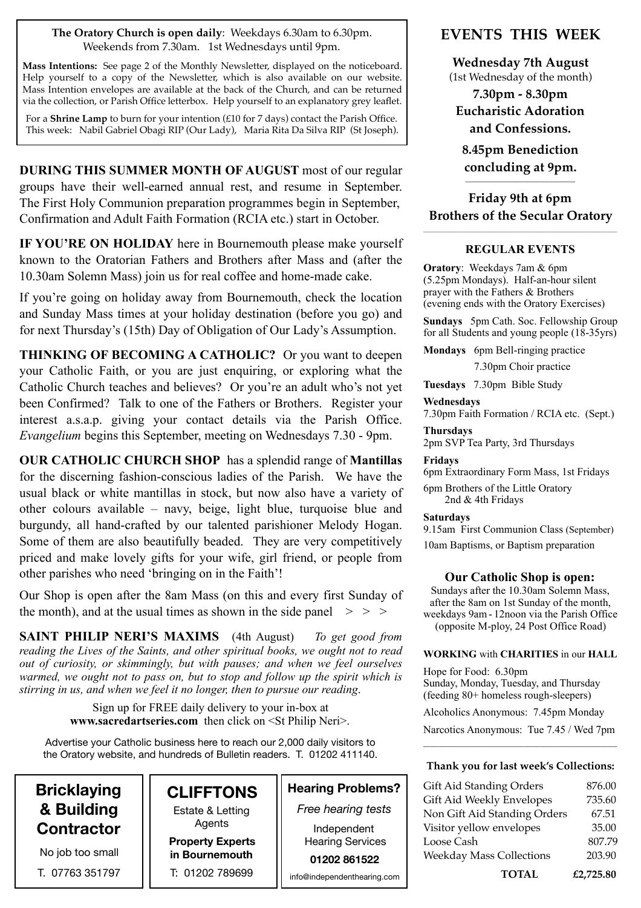**The Oratory Church is open daily**: Weekdays 6.30am to 6.30pm. Weekends from 7.30am. 1st Wednesdays until 9pm.

**Mass Intentions:** See page 2 of the Monthly Newsletter, displayed on the noticeboard. Help yourself to a copy of the Newsletter, which is also available on our website. Mass Intention envelopes are available at the back of the Church, and can be returned via the collection, or Parish Office letterbox. Help yourself to an explanatory grey leaflet.

For a **Shrine Lamp** to burn for your intention (£10 for 7 days) contact the Parish Office. This week: Nabil Gabriel Obagi RIP (Our Lady), Maria Rita Da Silva RIP (St Joseph).

**DURING THIS SUMMER MONTH OF AUGUST** most of our regular groups have their well-earned annual rest, and resume in September. The First Holy Communion preparation programmes begin in September, Confirmation and Adult Faith Formation (RCIA etc.) start in October.

**IF YOU'RE ON HOLIDAY** here in Bournemouth please make yourself known to the Oratorian Fathers and Brothers after Mass and (after the 10.30am Solemn Mass) join us for real coffee and home-made cake.

If you're going on holiday away from Bournemouth, check the location and Sunday Mass times at your holiday destination (before you go) and for next Thursday's (15th) Day of Obligation of Our Lady's Assumption.

**THINKING OF BECOMING A CATHOLIC?** Or you want to deepen your Catholic Faith, or you are just enquiring, or exploring what the Catholic Church teaches and believes? Or you're an adult who's not yet been Confirmed? Talk to one of the Fathers or Brothers. Register your interest a.s.a.p. giving your contact details via the Parish Office. *Evangelium* begins this September, meeting on Wednesdays 7.30 - 9pm.

**OUR CATHOLIC CHURCH SHOP** has a splendid range of **Mantillas** for the discerning fashion-conscious ladies of the Parish. We have the usual black or white mantillas in stock, but now also have a variety of other colours available – navy, beige, light blue, turquoise blue and burgundy, all hand-crafted by our talented parishioner Melody Hogan. Some of them are also beautifully beaded. They are very competitively priced and make lovely gifts for your wife, girl friend, or people from other parishes who need 'bringing on in the Faith'!

Our Shop is open after the 8am Mass (on this and every first Sunday of the month), and at the usual times as shown in the side panel > > >

**SAINT PHILIP NERI'S MAXIMS** (4th August) *To get good from reading the Lives of the Saints, and other spiritual books, we ought not to read out of curiosity, or skimmingly, but with pauses; and when we feel ourselves warmed, we ought not to pass on, but to stop and follow up the spirit which is stirring in us, and when we feel it no longer, then to pursue our reading.*

Sign up for FREE daily delivery to your in-box at **www.sacredartseries.com** then click on <St Philip Neri>.

Advertise your Catholic business here to reach our 2,000 daily visitors to the Oratory website, and hundreds of Bulletin readers. T. 01202 411140.

**Bricklaying & Building Contractor**
No job too small
T. 07763 351797

**CLIFFTONS**
Estate & Letting Agents
**Property Experts in Bournemouth**
T: 01202 789699

**Hearing Problems?**
*Free hearing tests*
Independent Hearing Services
**01202 861522**
info@independenthearing.com

## EVENTS THIS WEEK

**Wednesday 7th August**
(1st Wednesday of the month)
**7.30pm - 8.30pm Eucharistic Adoration and Confessions.**
**8.45pm Benediction concluding at 9pm.**

**Friday 9th at 6pm Brothers of the Secular Oratory**

### REGULAR EVENTS

**Oratory**: Weekdays 7am & 6pm (5.25pm Mondays). Half-an-hour silent prayer with the Fathers & Brothers (evening ends with the Oratory Exercises)

**Sundays** 5pm Cath. Soc. Fellowship Group for all Students and young people (18-35yrs)

**Mondays** 6pm Bell-ringing practice
7.30pm Choir practice

**Tuesdays** 7.30pm Bible Study

**Wednesdays**
7.30pm Faith Formation / RCIA etc. (Sept.)

**Thursdays**
2pm SVP Tea Party, 3rd Thursdays

**Fridays**
6pm Extraordinary Form Mass, 1st Fridays
6pm Brothers of the Little Oratory 2nd & 4th Fridays

**Saturdays**
9.15am First Communion Class (September)
10am Baptisms, or Baptism preparation

**Our Catholic Shop is open:**
Sundays after the 10.30am Solemn Mass, after the 8am on 1st Sunday of the month, weekdays 9am - 12noon via the Parish Office (opposite M-ploy, 24 Post Office Road)

**WORKING** with **CHARITIES** in our **HALL**

Hope for Food: 6.30pm Sunday, Monday, Tuesday, and Thursday (feeding 80+ homeless rough-sleepers)

Alcoholics Anonymous: 7.45pm Monday

Narcotics Anonymous: Tue 7.45 / Wed 7pm

**Thank you for last week's Collections:**

| | |
|---|---|
| Gift Aid Standing Orders | 876.00 |
| Gift Aid Weekly Envelopes | 735.60 |
| Non Gift Aid Standing Orders | 67.51 |
| Visitor yellow envelopes | 35.00 |
| Loose Cash | 807.79 |
| Weekday Mass Collections | 203.90 |
| **TOTAL** | **£2,725.80** |